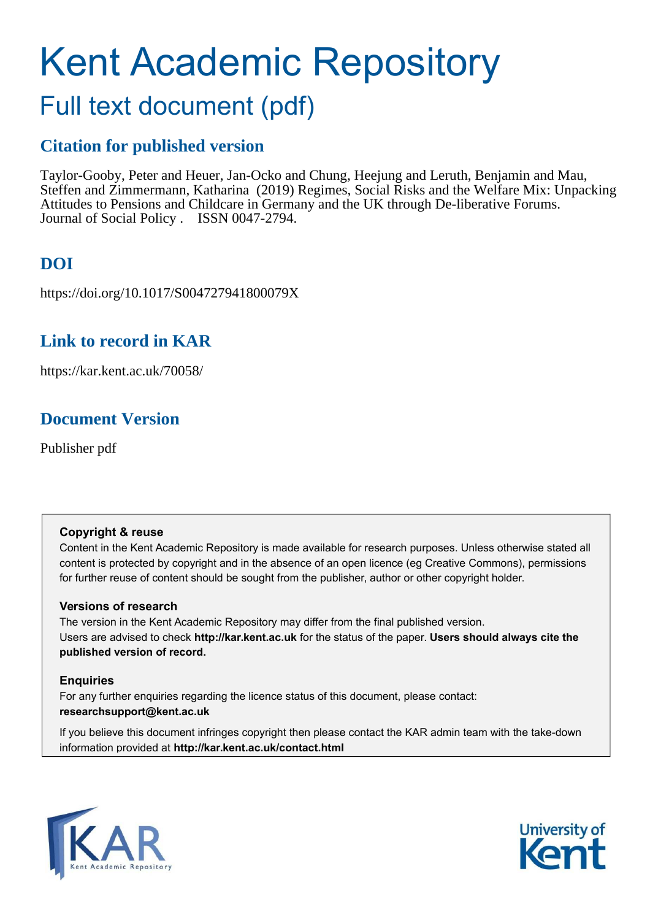# Kent Academic Repository

## Full text document (pdf)

## Citation for published version

Taylor-Gooby, Peter and Heuer, Jan-Ocko and Chung, Heejung and Leruth, Benjamin and Mau, Steffen and Zimmermann, Katharina (2019) Regimes, Social Risks and the Welfare Mix: Unpacking Attitudes to Pensions and Childcare in Germany and the UK through De-liberative Forums. Journal of Social Policy . ISSN 0047-2794.

## DOI

https://doi.org/10.1017/S004727941800079X

## Link to record in KAR

https://kar.kent.ac.uk/70058/

## Document Version

Publisher pdf

**Copyright & reuse**

Content in the Kent Academic Repository is made available for research purposes. Unless otherwise stated all content is protected by copyright and in the absence of an open licence (eg Creative Commons), permissions for further reuse of content should be sought from the publisher, author or other copyright holder.

**Versions of research**

The version in the Kent Academic Repository may differ from the final published version. Users are advised to check **http://kar.kent.ac.uk** for the status of the paper. **Users should always cite the published version of record.**

**Enquiries**

For any further enquiries regarding the licence status of this document, please contact: **researchsupport@kent.ac.uk**

If you believe this document infringes copyright then please contact the KAR admin team with the take-down information provided at **http://kar.kent.ac.uk/contact.html**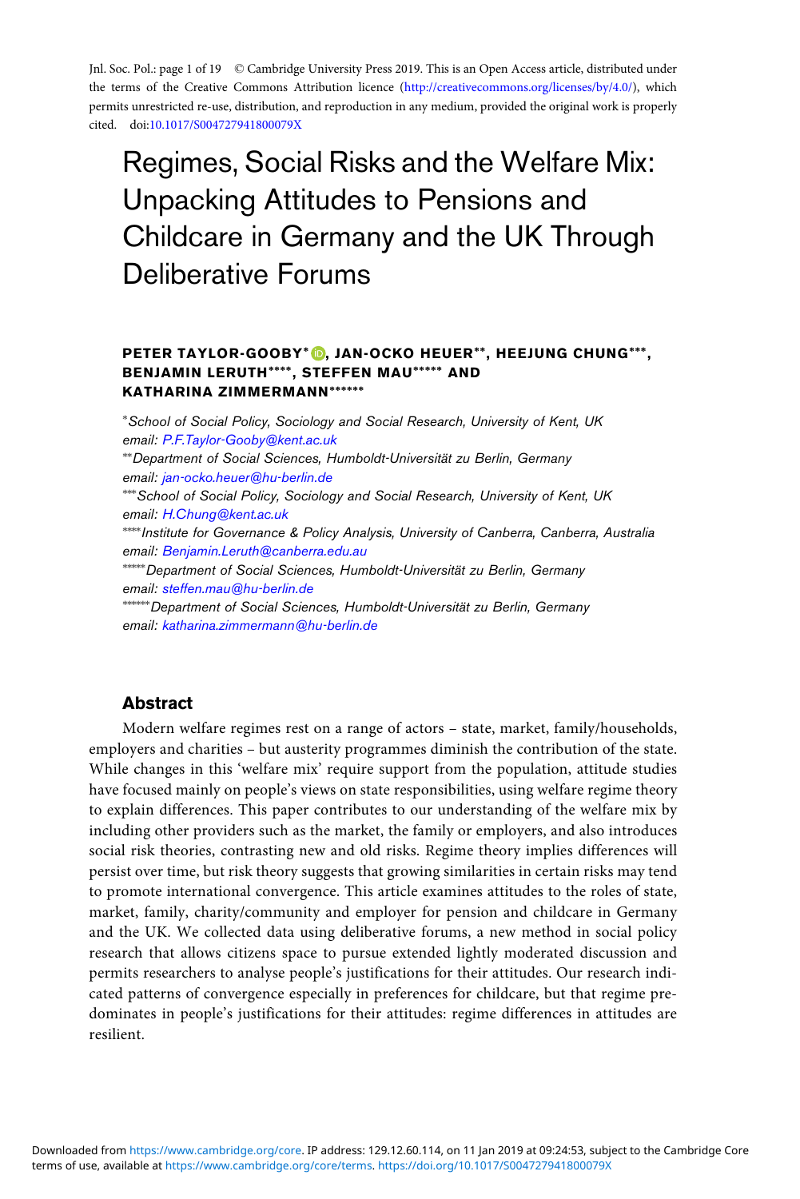Jnl. Soc. Pol.: page 1 of 19 © Cambridge University Press 2019. This is an Open Access article, distributed under the terms of the Creative Commons Attribution licence (http://creativecommons.org/licenses/by/4.0/), which permits unrestricted re-use, distribution, and reproduction in any medium, provided the original work is properly cited. doi:10.1017/S004727941800079X

# Regimes, Social Risks and the Welfare Mix: Unpacking Attitudes to Pensions and Childcare in Germany and the UK Through Deliberative Forums

**PETER TAYLOR-GOOBY*, JAN-OCKO HEUER**, HEEJUNG CHUNG***, BENJAMIN LERUTH****, STEFFEN MAU***** AND KATHARINA ZIMMERMANN********

*School of Social Policy, Sociology and Social Research, University of Kent, UK
email: P.F.Taylor-Gooby@kent.ac.uk

**Department of Social Sciences, Humboldt-Universität zu Berlin, Germany
email: jan-ocko.heuer@hu-berlin.de

***School of Social Policy, Sociology and Social Research, University of Kent, UK
email: H.Chung@kent.ac.uk

****Institute for Governance & Policy Analysis, University of Canberra, Canberra, Australia
email: Benjamin.Leruth@canberra.edu.au

*****Department of Social Sciences, Humboldt-Universität zu Berlin, Germany
email: steffen.mau@hu-berlin.de

******Department of Social Sciences, Humboldt-Universität zu Berlin, Germany
email: katharina.zimmermann@hu-berlin.de

## Abstract

Modern welfare regimes rest on a range of actors – state, market, family/households, employers and charities – but austerity programmes diminish the contribution of the state. While changes in this 'welfare mix' require support from the population, attitude studies have focused mainly on people's views on state responsibilities, using welfare regime theory to explain differences. This paper contributes to our understanding of the welfare mix by including other providers such as the market, the family or employers, and also introduces social risk theories, contrasting new and old risks. Regime theory implies differences will persist over time, but risk theory suggests that growing similarities in certain risks may tend to promote international convergence. This article examines attitudes to the roles of state, market, family, charity/community and employer for pension and childcare in Germany and the UK. We collected data using deliberative forums, a new method in social policy research that allows citizens space to pursue extended lightly moderated discussion and permits researchers to analyse people's justifications for their attitudes. Our research indicated patterns of convergence especially in preferences for childcare, but that regime predominates in people's justifications for their attitudes: regime differences in attitudes are resilient.

Downloaded from https://www.cambridge.org/core. IP address: 129.12.60.114, on 11 Jan 2019 at 09:24:53, subject to the Cambridge Core terms of use, available at https://www.cambridge.org/core/terms. https://doi.org/10.1017/S004727941800079X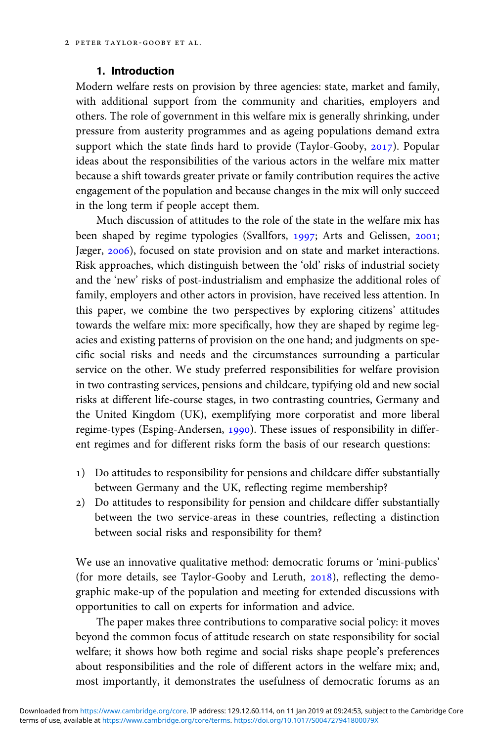## 1. Introduction

Modern welfare rests on provision by three agencies: state, market and family, with additional support from the community and charities, employers and others. The role of government in this welfare mix is generally shrinking, under pressure from austerity programmes and as ageing populations demand extra support which the state finds hard to provide (Taylor-Gooby, 2017). Popular ideas about the responsibilities of the various actors in the welfare mix matter because a shift towards greater private or family contribution requires the active engagement of the population and because changes in the mix will only succeed in the long term if people accept them.

Much discussion of attitudes to the role of the state in the welfare mix has been shaped by regime typologies (Svallfors, 1997; Arts and Gelissen, 2001; Jæger, 2006), focused on state provision and on state and market interactions. Risk approaches, which distinguish between the 'old' risks of industrial society and the 'new' risks of post-industrialism and emphasize the additional roles of family, employers and other actors in provision, have received less attention. In this paper, we combine the two perspectives by exploring citizens' attitudes towards the welfare mix: more specifically, how they are shaped by regime legacies and existing patterns of provision on the one hand; and judgments on specific social risks and needs and the circumstances surrounding a particular service on the other. We study preferred responsibilities for welfare provision in two contrasting services, pensions and childcare, typifying old and new social risks at different life-course stages, in two contrasting countries, Germany and the United Kingdom (UK), exemplifying more corporatist and more liberal regime-types (Esping-Andersen, 1990). These issues of responsibility in different regimes and for different risks form the basis of our research questions:

1) Do attitudes to responsibility for pensions and childcare differ substantially between Germany and the UK, reflecting regime membership?
2) Do attitudes to responsibility for pension and childcare differ substantially between the two service-areas in these countries, reflecting a distinction between social risks and responsibility for them?

We use an innovative qualitative method: democratic forums or 'mini-publics' (for more details, see Taylor-Gooby and Leruth, 2018), reflecting the demographic make-up of the population and meeting for extended discussions with opportunities to call on experts for information and advice.

The paper makes three contributions to comparative social policy: it moves beyond the common focus of attitude research on state responsibility for social welfare; it shows how both regime and social risks shape people's preferences about responsibilities and the role of different actors in the welfare mix; and, most importantly, it demonstrates the usefulness of democratic forums as an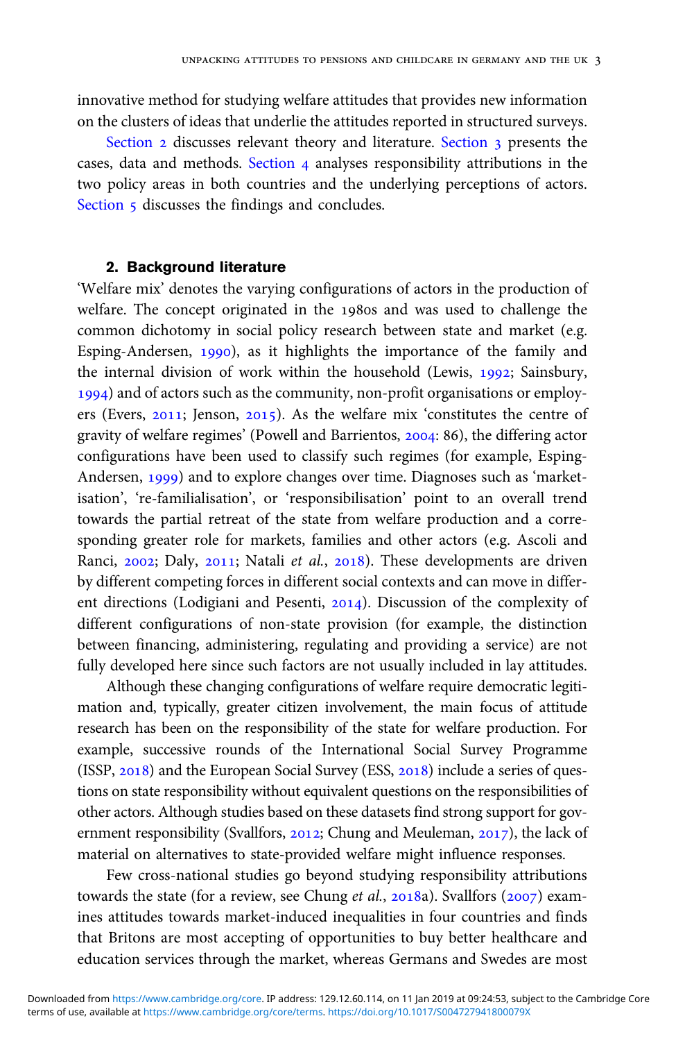innovative method for studying welfare attitudes that provides new information on the clusters of ideas that underlie the attitudes reported in structured surveys.

Section 2 discusses relevant theory and literature. Section 3 presents the cases, data and methods. Section 4 analyses responsibility attributions in the two policy areas in both countries and the underlying perceptions of actors. Section 5 discusses the findings and concludes.

## 2. Background literature

'Welfare mix' denotes the varying configurations of actors in the production of welfare. The concept originated in the 1980s and was used to challenge the common dichotomy in social policy research between state and market (e.g. Esping-Andersen, 1990), as it highlights the importance of the family and the internal division of work within the household (Lewis, 1992; Sainsbury, 1994) and of actors such as the community, non-profit organisations or employers (Evers, 2011; Jenson, 2015). As the welfare mix 'constitutes the centre of gravity of welfare regimes' (Powell and Barrientos, 2004: 86), the differing actor configurations have been used to classify such regimes (for example, Esping-Andersen, 1999) and to explore changes over time. Diagnoses such as 'marketisation', 're-familialisation', or 'responsibilisation' point to an overall trend towards the partial retreat of the state from welfare production and a corresponding greater role for markets, families and other actors (e.g. Ascoli and Ranci, 2002; Daly, 2011; Natali *et al.*, 2018). These developments are driven by different competing forces in different social contexts and can move in different directions (Lodigiani and Pesenti, 2014). Discussion of the complexity of different configurations of non-state provision (for example, the distinction between financing, administering, regulating and providing a service) are not fully developed here since such factors are not usually included in lay attitudes.

Although these changing configurations of welfare require democratic legitimation and, typically, greater citizen involvement, the main focus of attitude research has been on the responsibility of the state for welfare production. For example, successive rounds of the International Social Survey Programme (ISSP, 2018) and the European Social Survey (ESS, 2018) include a series of questions on state responsibility without equivalent questions on the responsibilities of other actors. Although studies based on these datasets find strong support for government responsibility (Svallfors, 2012; Chung and Meuleman, 2017), the lack of material on alternatives to state-provided welfare might influence responses.

Few cross-national studies go beyond studying responsibility attributions towards the state (for a review, see Chung *et al.*, 2018a). Svallfors (2007) examines attitudes towards market-induced inequalities in four countries and finds that Britons are most accepting of opportunities to buy better healthcare and education services through the market, whereas Germans and Swedes are most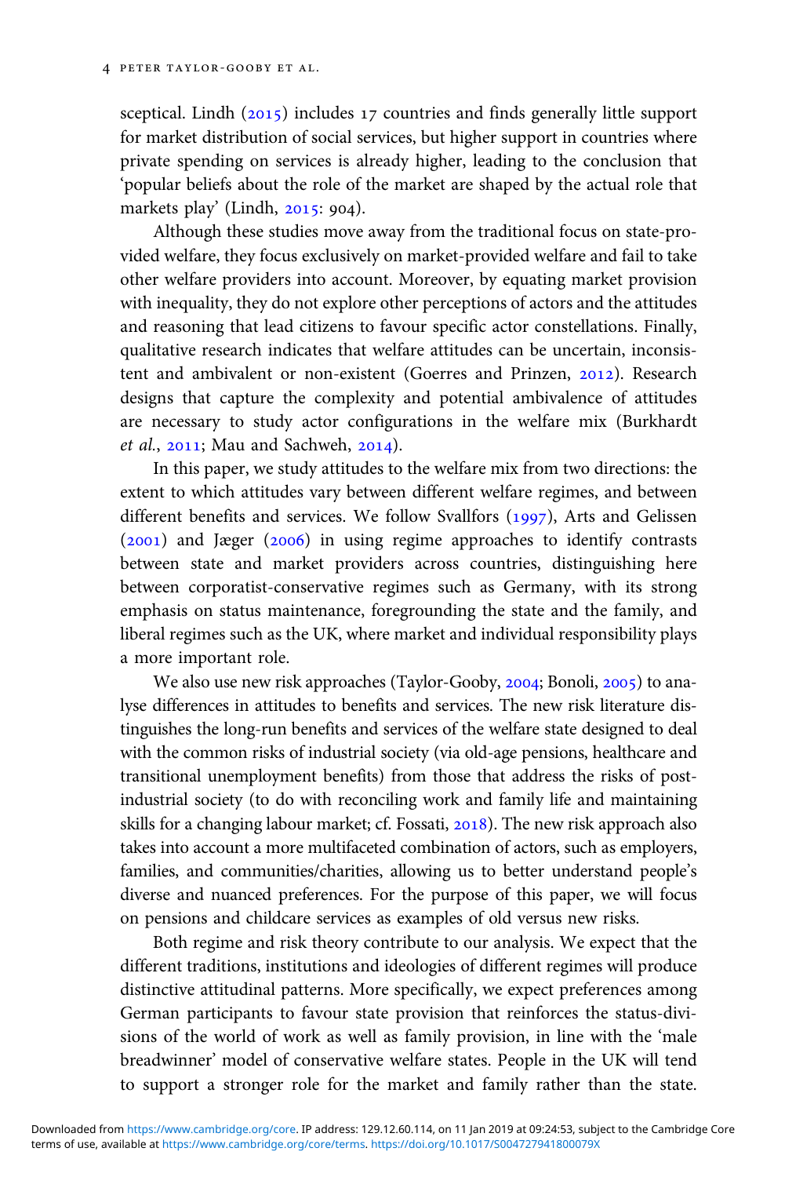sceptical. Lindh (2015) includes 17 countries and finds generally little support for market distribution of social services, but higher support in countries where private spending on services is already higher, leading to the conclusion that 'popular beliefs about the role of the market are shaped by the actual role that markets play' (Lindh, 2015: 904).

Although these studies move away from the traditional focus on state-provided welfare, they focus exclusively on market-provided welfare and fail to take other welfare providers into account. Moreover, by equating market provision with inequality, they do not explore other perceptions of actors and the attitudes and reasoning that lead citizens to favour specific actor constellations. Finally, qualitative research indicates that welfare attitudes can be uncertain, inconsistent and ambivalent or non-existent (Goerres and Prinzen, 2012). Research designs that capture the complexity and potential ambivalence of attitudes are necessary to study actor configurations in the welfare mix (Burkhardt *et al.*, 2011; Mau and Sachweh, 2014).

In this paper, we study attitudes to the welfare mix from two directions: the extent to which attitudes vary between different welfare regimes, and between different benefits and services. We follow Svallfors (1997), Arts and Gelissen (2001) and Jæger (2006) in using regime approaches to identify contrasts between state and market providers across countries, distinguishing here between corporatist-conservative regimes such as Germany, with its strong emphasis on status maintenance, foregrounding the state and the family, and liberal regimes such as the UK, where market and individual responsibility plays a more important role.

We also use new risk approaches (Taylor-Gooby, 2004; Bonoli, 2005) to analyse differences in attitudes to benefits and services. The new risk literature distinguishes the long-run benefits and services of the welfare state designed to deal with the common risks of industrial society (via old-age pensions, healthcare and transitional unemployment benefits) from those that address the risks of post-industrial society (to do with reconciling work and family life and maintaining skills for a changing labour market; cf. Fossati, 2018). The new risk approach also takes into account a more multifaceted combination of actors, such as employers, families, and communities/charities, allowing us to better understand people's diverse and nuanced preferences. For the purpose of this paper, we will focus on pensions and childcare services as examples of old versus new risks.

Both regime and risk theory contribute to our analysis. We expect that the different traditions, institutions and ideologies of different regimes will produce distinctive attitudinal patterns. More specifically, we expect preferences among German participants to favour state provision that reinforces the status-divisions of the world of work as well as family provision, in line with the 'male breadwinner' model of conservative welfare states. People in the UK will tend to support a stronger role for the market and family rather than the state.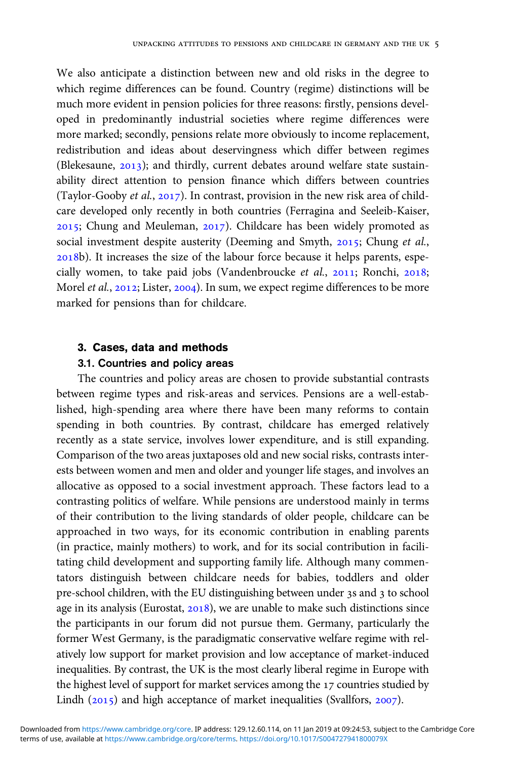We also anticipate a distinction between new and old risks in the degree to which regime differences can be found. Country (regime) distinctions will be much more evident in pension policies for three reasons: firstly, pensions developed in predominantly industrial societies where regime differences were more marked; secondly, pensions relate more obviously to income replacement, redistribution and ideas about deservingness which differ between regimes (Blekesaune, 2013); and thirdly, current debates around welfare state sustainability direct attention to pension finance which differs between countries (Taylor-Gooby *et al.*, 2017). In contrast, provision in the new risk area of childcare developed only recently in both countries (Ferragina and Seeleib-Kaiser, 2015; Chung and Meuleman, 2017). Childcare has been widely promoted as social investment despite austerity (Deeming and Smyth, 2015; Chung *et al.*, 2018b). It increases the size of the labour force because it helps parents, especially women, to take paid jobs (Vandenbroucke *et al.*, 2011; Ronchi, 2018; Morel *et al.*, 2012; Lister, 2004). In sum, we expect regime differences to be more marked for pensions than for childcare.

## 3. Cases, data and methods

### 3.1. Countries and policy areas

The countries and policy areas are chosen to provide substantial contrasts between regime types and risk-areas and services. Pensions are a well-established, high-spending area where there have been many reforms to contain spending in both countries. By contrast, childcare has emerged relatively recently as a state service, involves lower expenditure, and is still expanding. Comparison of the two areas juxtaposes old and new social risks, contrasts interests between women and men and older and younger life stages, and involves an allocative as opposed to a social investment approach. These factors lead to a contrasting politics of welfare. While pensions are understood mainly in terms of their contribution to the living standards of older people, childcare can be approached in two ways, for its economic contribution in enabling parents (in practice, mainly mothers) to work, and for its social contribution in facilitating child development and supporting family life. Although many commentators distinguish between childcare needs for babies, toddlers and older pre-school children, with the EU distinguishing between under 3s and 3 to school age in its analysis (Eurostat, 2018), we are unable to make such distinctions since the participants in our forum did not pursue them. Germany, particularly the former West Germany, is the paradigmatic conservative welfare regime with relatively low support for market provision and low acceptance of market-induced inequalities. By contrast, the UK is the most clearly liberal regime in Europe with the highest level of support for market services among the 17 countries studied by Lindh (2015) and high acceptance of market inequalities (Svallfors, 2007).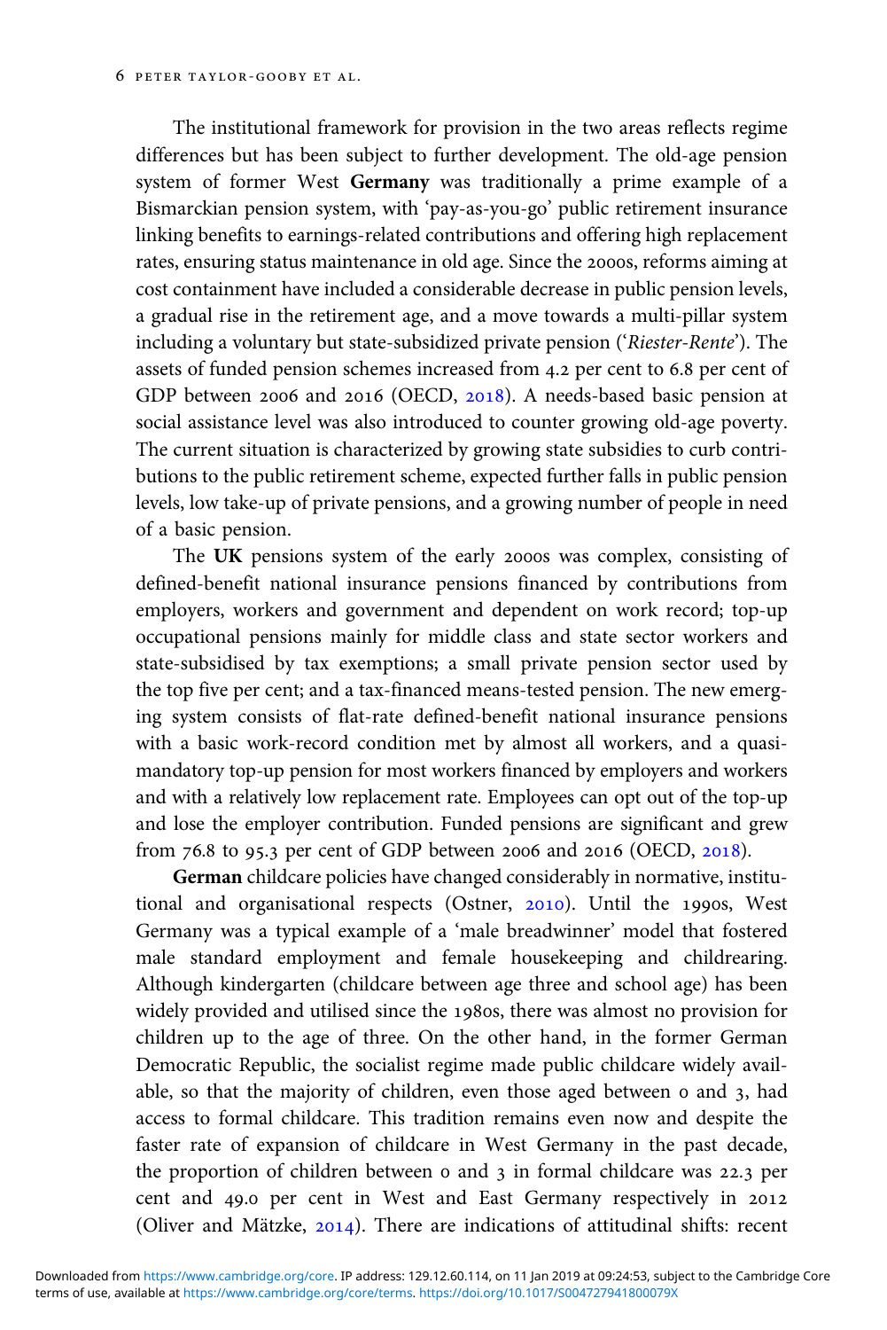The institutional framework for provision in the two areas reflects regime differences but has been subject to further development. The old-age pension system of former West **Germany** was traditionally a prime example of a Bismarckian pension system, with 'pay-as-you-go' public retirement insurance linking benefits to earnings-related contributions and offering high replacement rates, ensuring status maintenance in old age. Since the 2000s, reforms aiming at cost containment have included a considerable decrease in public pension levels, a gradual rise in the retirement age, and a move towards a multi-pillar system including a voluntary but state-subsidized private pension ('*Riester-Rente*'). The assets of funded pension schemes increased from 4.2 per cent to 6.8 per cent of GDP between 2006 and 2016 (OECD, 2018). A needs-based basic pension at social assistance level was also introduced to counter growing old-age poverty. The current situation is characterized by growing state subsidies to curb contributions to the public retirement scheme, expected further falls in public pension levels, low take-up of private pensions, and a growing number of people in need of a basic pension.

The **UK** pensions system of the early 2000s was complex, consisting of defined-benefit national insurance pensions financed by contributions from employers, workers and government and dependent on work record; top-up occupational pensions mainly for middle class and state sector workers and state-subsidised by tax exemptions; a small private pension sector used by the top five per cent; and a tax-financed means-tested pension. The new emerging system consists of flat-rate defined-benefit national insurance pensions with a basic work-record condition met by almost all workers, and a quasi-mandatory top-up pension for most workers financed by employers and workers and with a relatively low replacement rate. Employees can opt out of the top-up and lose the employer contribution. Funded pensions are significant and grew from 76.8 to 95.3 per cent of GDP between 2006 and 2016 (OECD, 2018).

**German** childcare policies have changed considerably in normative, institutional and organisational respects (Ostner, 2010). Until the 1990s, West Germany was a typical example of a 'male breadwinner' model that fostered male standard employment and female housekeeping and childrearing. Although kindergarten (childcare between age three and school age) has been widely provided and utilised since the 1980s, there was almost no provision for children up to the age of three. On the other hand, in the former German Democratic Republic, the socialist regime made public childcare widely available, so that the majority of children, even those aged between 0 and 3, had access to formal childcare. This tradition remains even now and despite the faster rate of expansion of childcare in West Germany in the past decade, the proportion of children between 0 and 3 in formal childcare was 22.3 per cent and 49.0 per cent in West and East Germany respectively in 2012 (Oliver and Mätzke, 2014). There are indications of attitudinal shifts: recent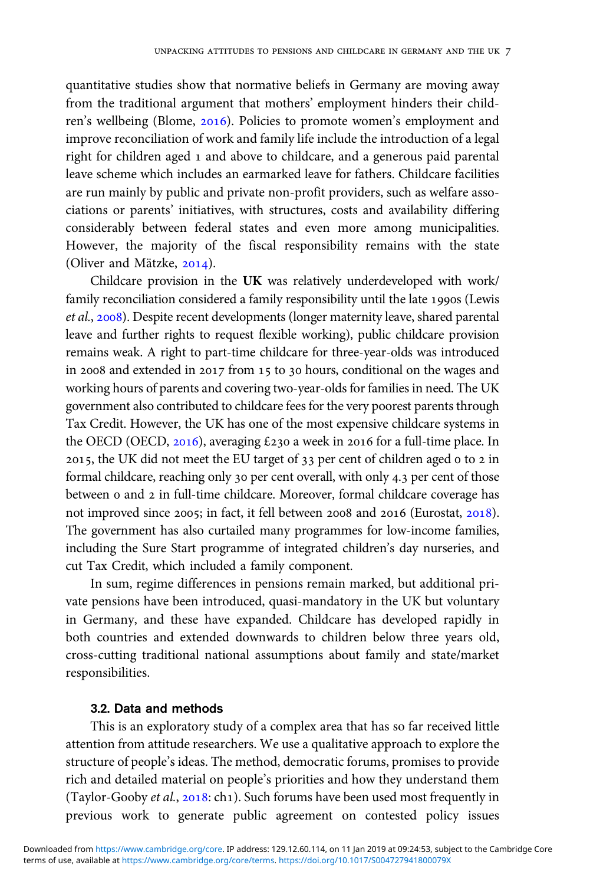quantitative studies show that normative beliefs in Germany are moving away from the traditional argument that mothers' employment hinders their children's wellbeing (Blome, 2016). Policies to promote women's employment and improve reconciliation of work and family life include the introduction of a legal right for children aged 1 and above to childcare, and a generous paid parental leave scheme which includes an earmarked leave for fathers. Childcare facilities are run mainly by public and private non-profit providers, such as welfare associations or parents' initiatives, with structures, costs and availability differing considerably between federal states and even more among municipalities. However, the majority of the fiscal responsibility remains with the state (Oliver and Mätzke, 2014).

Childcare provision in the **UK** was relatively underdeveloped with work/family reconciliation considered a family responsibility until the late 1990s (Lewis *et al.*, 2008). Despite recent developments (longer maternity leave, shared parental leave and further rights to request flexible working), public childcare provision remains weak. A right to part-time childcare for three-year-olds was introduced in 2008 and extended in 2017 from 15 to 30 hours, conditional on the wages and working hours of parents and covering two-year-olds for families in need. The UK government also contributed to childcare fees for the very poorest parents through Tax Credit. However, the UK has one of the most expensive childcare systems in the OECD (OECD, 2016), averaging £230 a week in 2016 for a full-time place. In 2015, the UK did not meet the EU target of 33 per cent of children aged 0 to 2 in formal childcare, reaching only 30 per cent overall, with only 4.3 per cent of those between 0 and 2 in full-time childcare. Moreover, formal childcare coverage has not improved since 2005; in fact, it fell between 2008 and 2016 (Eurostat, 2018). The government has also curtailed many programmes for low-income families, including the Sure Start programme of integrated children's day nurseries, and cut Tax Credit, which included a family component.

In sum, regime differences in pensions remain marked, but additional private pensions have been introduced, quasi-mandatory in the UK but voluntary in Germany, and these have expanded. Childcare has developed rapidly in both countries and extended downwards to children below three years old, cross-cutting traditional national assumptions about family and state/market responsibilities.

### 3.2. Data and methods

This is an exploratory study of a complex area that has so far received little attention from attitude researchers. We use a qualitative approach to explore the structure of people's ideas. The method, democratic forums, promises to provide rich and detailed material on people's priorities and how they understand them (Taylor-Gooby *et al.*, 2018: ch1). Such forums have been used most frequently in previous work to generate public agreement on contested policy issues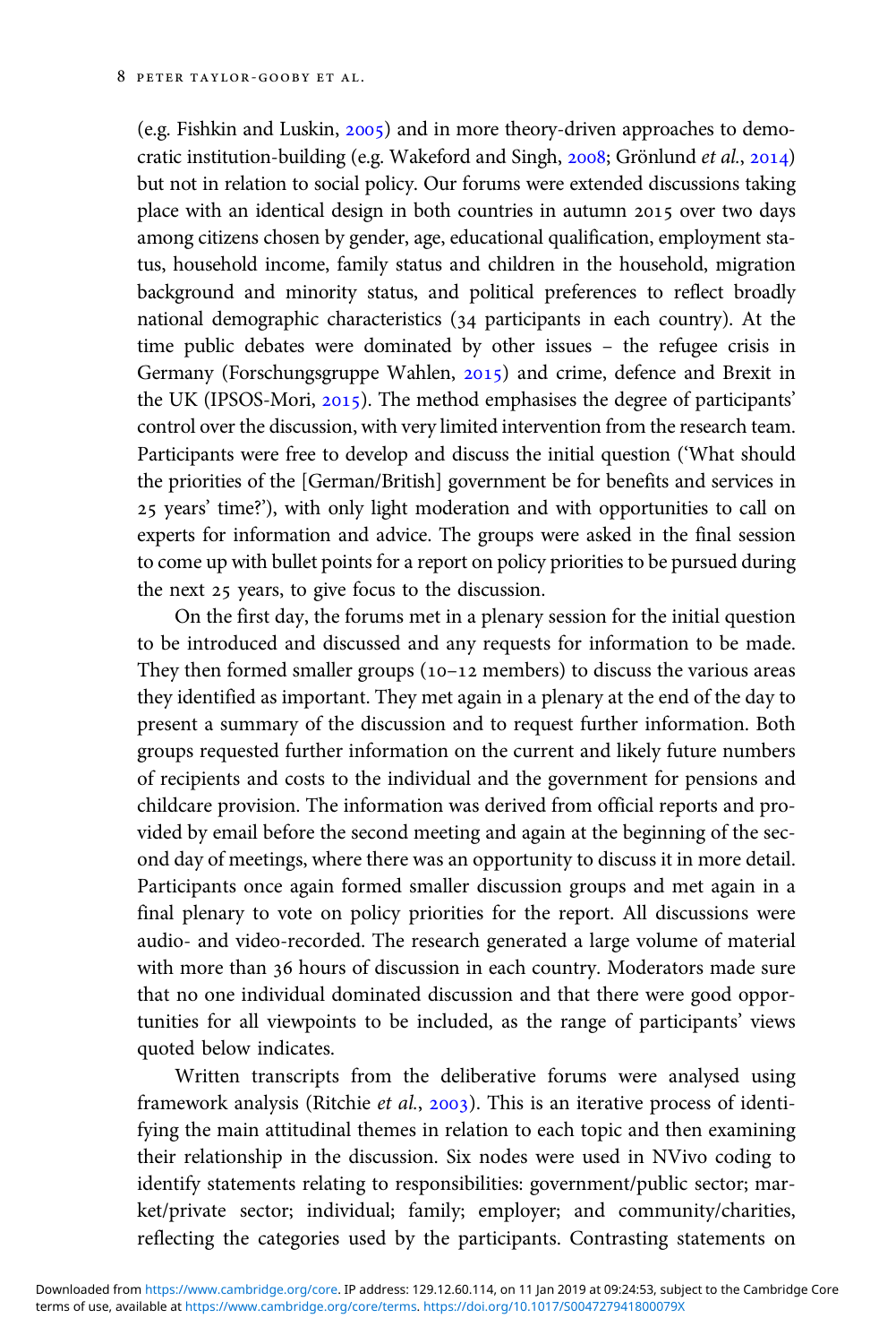(e.g. Fishkin and Luskin, 2005) and in more theory-driven approaches to democratic institution-building (e.g. Wakeford and Singh, 2008; Grönlund *et al.*, 2014) but not in relation to social policy. Our forums were extended discussions taking place with an identical design in both countries in autumn 2015 over two days among citizens chosen by gender, age, educational qualification, employment status, household income, family status and children in the household, migration background and minority status, and political preferences to reflect broadly national demographic characteristics (34 participants in each country). At the time public debates were dominated by other issues – the refugee crisis in Germany (Forschungsgruppe Wahlen, 2015) and crime, defence and Brexit in the UK (IPSOS-Mori, 2015). The method emphasises the degree of participants' control over the discussion, with very limited intervention from the research team. Participants were free to develop and discuss the initial question ('What should the priorities of the [German/British] government be for benefits and services in 25 years' time?'), with only light moderation and with opportunities to call on experts for information and advice. The groups were asked in the final session to come up with bullet points for a report on policy priorities to be pursued during the next 25 years, to give focus to the discussion.

On the first day, the forums met in a plenary session for the initial question to be introduced and discussed and any requests for information to be made. They then formed smaller groups (10–12 members) to discuss the various areas they identified as important. They met again in a plenary at the end of the day to present a summary of the discussion and to request further information. Both groups requested further information on the current and likely future numbers of recipients and costs to the individual and the government for pensions and childcare provision. The information was derived from official reports and provided by email before the second meeting and again at the beginning of the second day of meetings, where there was an opportunity to discuss it in more detail. Participants once again formed smaller discussion groups and met again in a final plenary to vote on policy priorities for the report. All discussions were audio- and video-recorded. The research generated a large volume of material with more than 36 hours of discussion in each country. Moderators made sure that no one individual dominated discussion and that there were good opportunities for all viewpoints to be included, as the range of participants' views quoted below indicates.

Written transcripts from the deliberative forums were analysed using framework analysis (Ritchie *et al.*, 2003). This is an iterative process of identifying the main attitudinal themes in relation to each topic and then examining their relationship in the discussion. Six nodes were used in NVivo coding to identify statements relating to responsibilities: government/public sector; market/private sector; individual; family; employer; and community/charities, reflecting the categories used by the participants. Contrasting statements on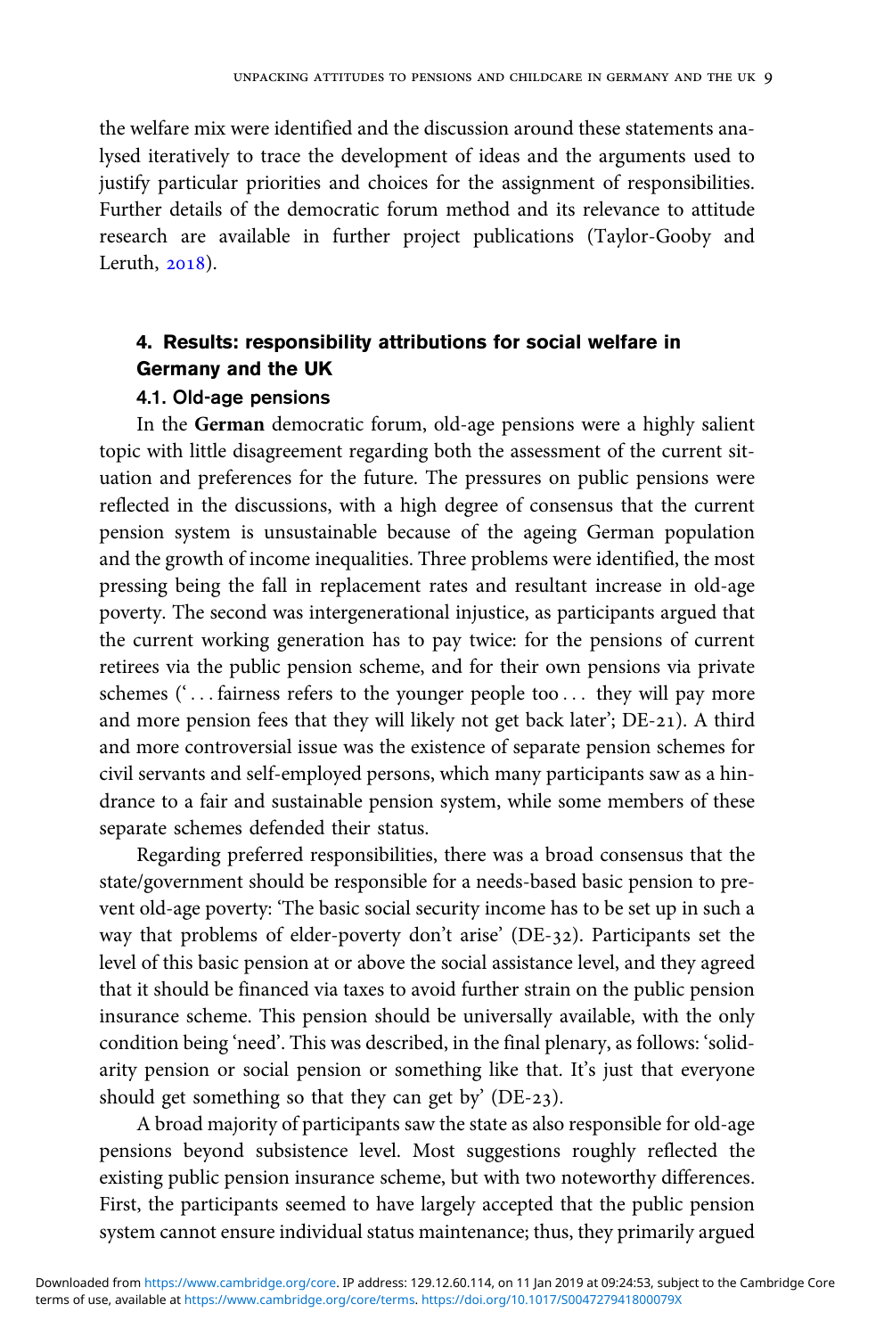the welfare mix were identified and the discussion around these statements analysed iteratively to trace the development of ideas and the arguments used to justify particular priorities and choices for the assignment of responsibilities. Further details of the democratic forum method and its relevance to attitude research are available in further project publications (Taylor-Gooby and Leruth, 2018).

## 4. Results: responsibility attributions for social welfare in Germany and the UK

### 4.1. Old-age pensions

In the **German** democratic forum, old-age pensions were a highly salient topic with little disagreement regarding both the assessment of the current situation and preferences for the future. The pressures on public pensions were reflected in the discussions, with a high degree of consensus that the current pension system is unsustainable because of the ageing German population and the growth of income inequalities. Three problems were identified, the most pressing being the fall in replacement rates and resultant increase in old-age poverty. The second was intergenerational injustice, as participants argued that the current working generation has to pay twice: for the pensions of current retirees via the public pension scheme, and for their own pensions via private schemes ('. . . fairness refers to the younger people too . . . they will pay more and more pension fees that they will likely not get back later'; DE-21). A third and more controversial issue was the existence of separate pension schemes for civil servants and self-employed persons, which many participants saw as a hindrance to a fair and sustainable pension system, while some members of these separate schemes defended their status.

Regarding preferred responsibilities, there was a broad consensus that the state/government should be responsible for a needs-based basic pension to prevent old-age poverty: 'The basic social security income has to be set up in such a way that problems of elder-poverty don't arise' (DE-32). Participants set the level of this basic pension at or above the social assistance level, and they agreed that it should be financed via taxes to avoid further strain on the public pension insurance scheme. This pension should be universally available, with the only condition being 'need'. This was described, in the final plenary, as follows: 'solidarity pension or social pension or something like that. It's just that everyone should get something so that they can get by' (DE-23).

A broad majority of participants saw the state as also responsible for old-age pensions beyond subsistence level. Most suggestions roughly reflected the existing public pension insurance scheme, but with two noteworthy differences. First, the participants seemed to have largely accepted that the public pension system cannot ensure individual status maintenance; thus, they primarily argued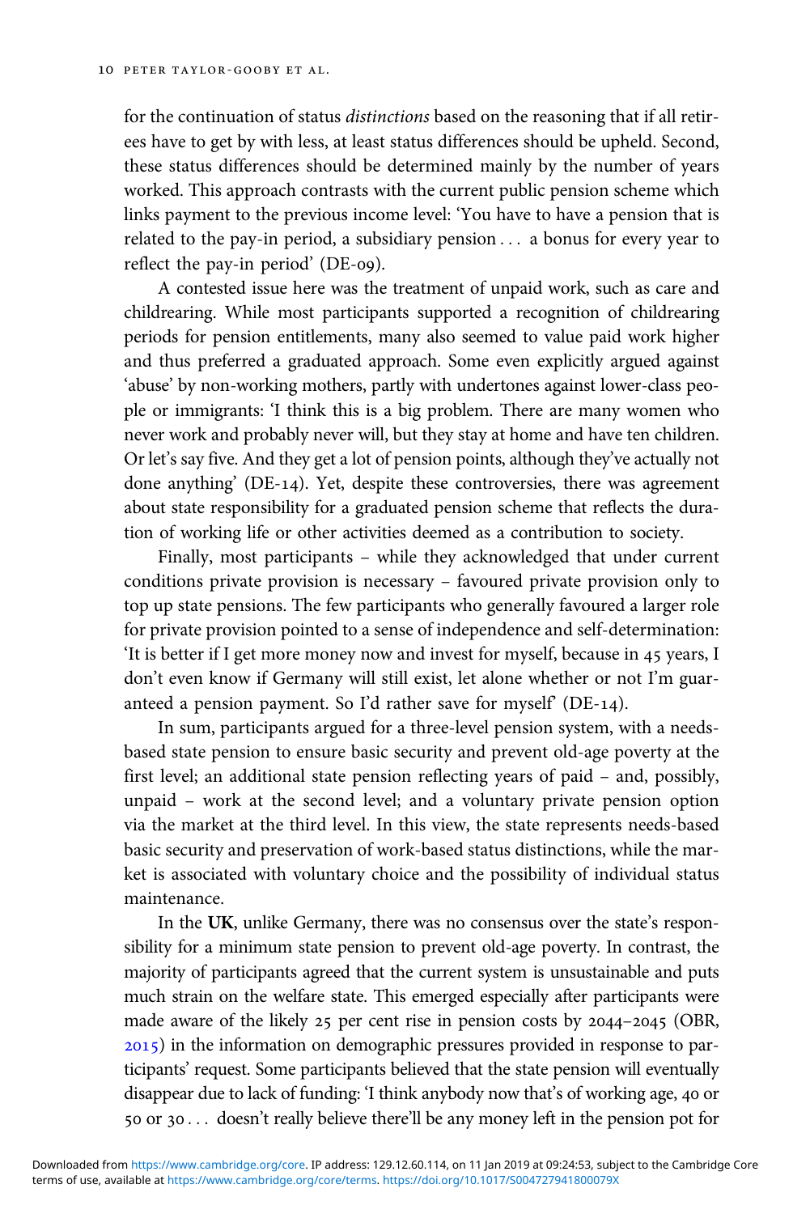for the continuation of status *distinctions* based on the reasoning that if all retirees have to get by with less, at least status differences should be upheld. Second, these status differences should be determined mainly by the number of years worked. This approach contrasts with the current public pension scheme which links payment to the previous income level: 'You have to have a pension that is related to the pay-in period, a subsidiary pension . . . a bonus for every year to reflect the pay-in period' (DE-09).

A contested issue here was the treatment of unpaid work, such as care and childrearing. While most participants supported a recognition of childrearing periods for pension entitlements, many also seemed to value paid work higher and thus preferred a graduated approach. Some even explicitly argued against 'abuse' by non-working mothers, partly with undertones against lower-class people or immigrants: 'I think this is a big problem. There are many women who never work and probably never will, but they stay at home and have ten children. Or let's say five. And they get a lot of pension points, although they've actually not done anything' (DE-14). Yet, despite these controversies, there was agreement about state responsibility for a graduated pension scheme that reflects the duration of working life or other activities deemed as a contribution to society.

Finally, most participants – while they acknowledged that under current conditions private provision is necessary – favoured private provision only to top up state pensions. The few participants who generally favoured a larger role for private provision pointed to a sense of independence and self-determination: 'It is better if I get more money now and invest for myself, because in 45 years, I don't even know if Germany will still exist, let alone whether or not I'm guaranteed a pension payment. So I'd rather save for myself' (DE-14).

In sum, participants argued for a three-level pension system, with a needs-based state pension to ensure basic security and prevent old-age poverty at the first level; an additional state pension reflecting years of paid – and, possibly, unpaid – work at the second level; and a voluntary private pension option via the market at the third level. In this view, the state represents needs-based basic security and preservation of work-based status distinctions, while the market is associated with voluntary choice and the possibility of individual status maintenance.

In the **UK**, unlike Germany, there was no consensus over the state's responsibility for a minimum state pension to prevent old-age poverty. In contrast, the majority of participants agreed that the current system is unsustainable and puts much strain on the welfare state. This emerged especially after participants were made aware of the likely 25 per cent rise in pension costs by 2044–2045 (OBR, 2015) in the information on demographic pressures provided in response to participants' request. Some participants believed that the state pension will eventually disappear due to lack of funding: 'I think anybody now that's of working age, 40 or 50 or 30 . . . doesn't really believe there'll be any money left in the pension pot for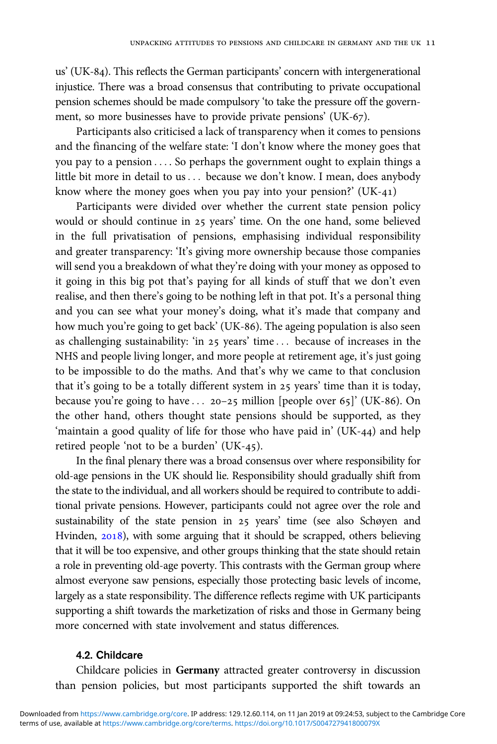us' (UK-84). This reflects the German participants' concern with intergenerational injustice. There was a broad consensus that contributing to private occupational pension schemes should be made compulsory 'to take the pressure off the government, so more businesses have to provide private pensions' (UK-67).

Participants also criticised a lack of transparency when it comes to pensions and the financing of the welfare state: 'I don't know where the money goes that you pay to a pension . . . . So perhaps the government ought to explain things a little bit more in detail to us . . . because we don't know. I mean, does anybody know where the money goes when you pay into your pension?' (UK-41)

Participants were divided over whether the current state pension policy would or should continue in 25 years' time. On the one hand, some believed in the full privatisation of pensions, emphasising individual responsibility and greater transparency: 'It's giving more ownership because those companies will send you a breakdown of what they're doing with your money as opposed to it going in this big pot that's paying for all kinds of stuff that we don't even realise, and then there's going to be nothing left in that pot. It's a personal thing and you can see what your money's doing, what it's made that company and how much you're going to get back' (UK-86). The ageing population is also seen as challenging sustainability: 'in 25 years' time . . . because of increases in the NHS and people living longer, and more people at retirement age, it's just going to be impossible to do the maths. And that's why we came to that conclusion that it's going to be a totally different system in 25 years' time than it is today, because you're going to have . . . 20–25 million [people over 65]' (UK-86). On the other hand, others thought state pensions should be supported, as they 'maintain a good quality of life for those who have paid in' (UK-44) and help retired people 'not to be a burden' (UK-45).

In the final plenary there was a broad consensus over where responsibility for old-age pensions in the UK should lie. Responsibility should gradually shift from the state to the individual, and all workers should be required to contribute to additional private pensions. However, participants could not agree over the role and sustainability of the state pension in 25 years' time (see also Schøyen and Hvinden, 2018), with some arguing that it should be scrapped, others believing that it will be too expensive, and other groups thinking that the state should retain a role in preventing old-age poverty. This contrasts with the German group where almost everyone saw pensions, especially those protecting basic levels of income, largely as a state responsibility. The difference reflects regime with UK participants supporting a shift towards the marketization of risks and those in Germany being more concerned with state involvement and status differences.

### 4.2. Childcare

Childcare policies in **Germany** attracted greater controversy in discussion than pension policies, but most participants supported the shift towards an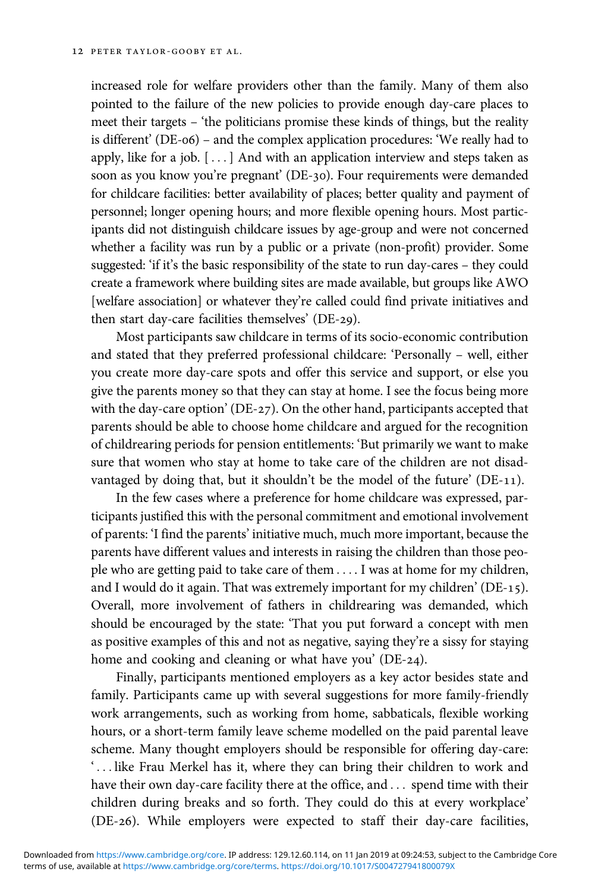increased role for welfare providers other than the family. Many of them also pointed to the failure of the new policies to provide enough day-care places to meet their targets – 'the politicians promise these kinds of things, but the reality is different' (DE-06) – and the complex application procedures: 'We really had to apply, like for a job. [ . . . ] And with an application interview and steps taken as soon as you know you're pregnant' (DE-30). Four requirements were demanded for childcare facilities: better availability of places; better quality and payment of personnel; longer opening hours; and more flexible opening hours. Most participants did not distinguish childcare issues by age-group and were not concerned whether a facility was run by a public or a private (non-profit) provider. Some suggested: 'if it's the basic responsibility of the state to run day-cares – they could create a framework where building sites are made available, but groups like AWO [welfare association] or whatever they're called could find private initiatives and then start day-care facilities themselves' (DE-29).

Most participants saw childcare in terms of its socio-economic contribution and stated that they preferred professional childcare: 'Personally – well, either you create more day-care spots and offer this service and support, or else you give the parents money so that they can stay at home. I see the focus being more with the day-care option' (DE-27). On the other hand, participants accepted that parents should be able to choose home childcare and argued for the recognition of childrearing periods for pension entitlements: 'But primarily we want to make sure that women who stay at home to take care of the children are not disadvantaged by doing that, but it shouldn't be the model of the future' (DE-11).

In the few cases where a preference for home childcare was expressed, participants justified this with the personal commitment and emotional involvement of parents: 'I find the parents' initiative much, much more important, because the parents have different values and interests in raising the children than those people who are getting paid to take care of them . . . . I was at home for my children, and I would do it again. That was extremely important for my children' (DE-15). Overall, more involvement of fathers in childrearing was demanded, which should be encouraged by the state: 'That you put forward a concept with men as positive examples of this and not as negative, saying they're a sissy for staying home and cooking and cleaning or what have you' (DE-24).

Finally, participants mentioned employers as a key actor besides state and family. Participants came up with several suggestions for more family-friendly work arrangements, such as working from home, sabbaticals, flexible working hours, or a short-term family leave scheme modelled on the paid parental leave scheme. Many thought employers should be responsible for offering day-care: ' . . . like Frau Merkel has it, where they can bring their children to work and have their own day-care facility there at the office, and . . . spend time with their children during breaks and so forth. They could do this at every workplace' (DE-26). While employers were expected to staff their day-care facilities,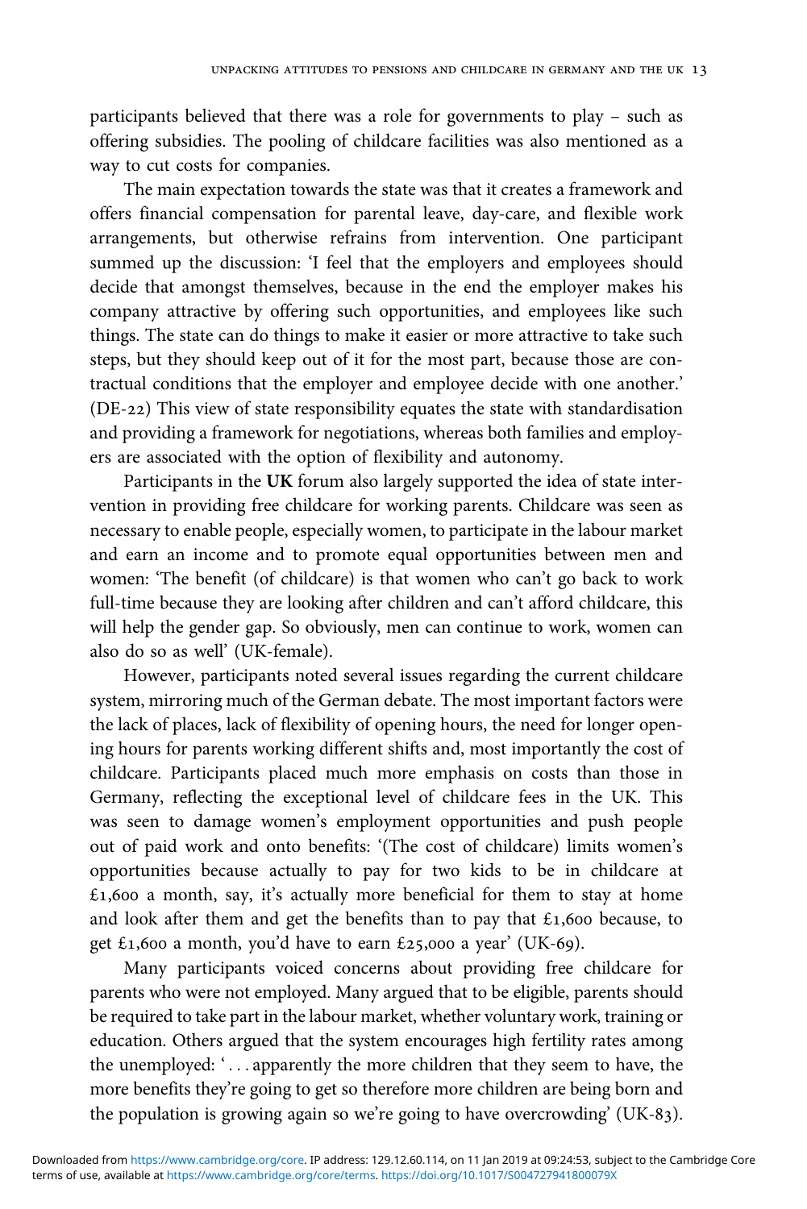participants believed that there was a role for governments to play – such as offering subsidies. The pooling of childcare facilities was also mentioned as a way to cut costs for companies.

The main expectation towards the state was that it creates a framework and offers financial compensation for parental leave, day-care, and flexible work arrangements, but otherwise refrains from intervention. One participant summed up the discussion: 'I feel that the employers and employees should decide that amongst themselves, because in the end the employer makes his company attractive by offering such opportunities, and employees like such things. The state can do things to make it easier or more attractive to take such steps, but they should keep out of it for the most part, because those are contractual conditions that the employer and employee decide with one another.' (DE-22) This view of state responsibility equates the state with standardisation and providing a framework for negotiations, whereas both families and employers are associated with the option of flexibility and autonomy.

Participants in the **UK** forum also largely supported the idea of state intervention in providing free childcare for working parents. Childcare was seen as necessary to enable people, especially women, to participate in the labour market and earn an income and to promote equal opportunities between men and women: 'The benefit (of childcare) is that women who can't go back to work full-time because they are looking after children and can't afford childcare, this will help the gender gap. So obviously, men can continue to work, women can also do so as well' (UK-female).

However, participants noted several issues regarding the current childcare system, mirroring much of the German debate. The most important factors were the lack of places, lack of flexibility of opening hours, the need for longer opening hours for parents working different shifts and, most importantly the cost of childcare. Participants placed much more emphasis on costs than those in Germany, reflecting the exceptional level of childcare fees in the UK. This was seen to damage women's employment opportunities and push people out of paid work and onto benefits: '(The cost of childcare) limits women's opportunities because actually to pay for two kids to be in childcare at £1,600 a month, say, it's actually more beneficial for them to stay at home and look after them and get the benefits than to pay that £1,600 because, to get £1,600 a month, you'd have to earn £25,000 a year' (UK-69).

Many participants voiced concerns about providing free childcare for parents who were not employed. Many argued that to be eligible, parents should be required to take part in the labour market, whether voluntary work, training or education. Others argued that the system encourages high fertility rates among the unemployed: '. . . apparently the more children that they seem to have, the more benefits they're going to get so therefore more children are being born and the population is growing again so we're going to have overcrowding' (UK-83).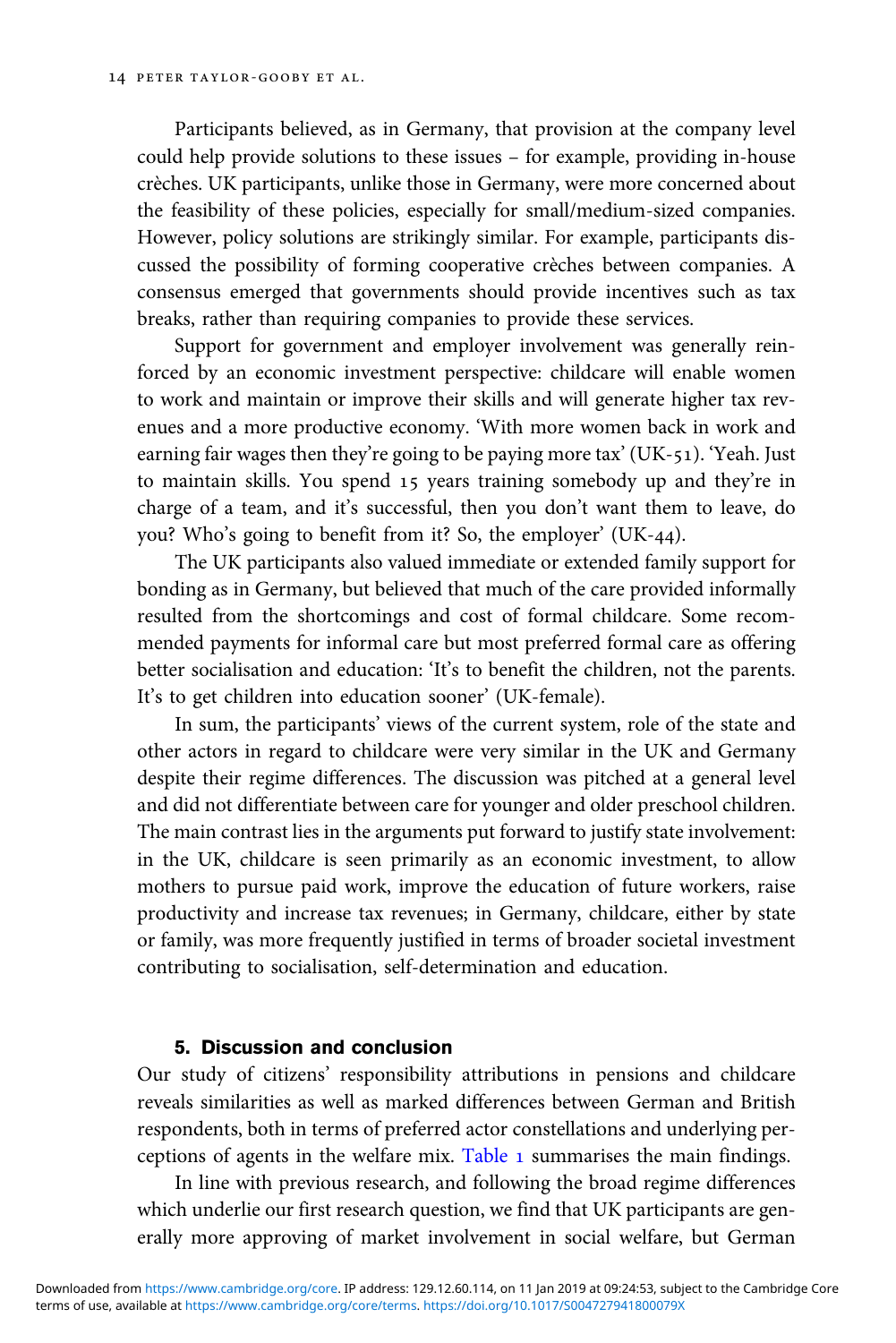Participants believed, as in Germany, that provision at the company level could help provide solutions to these issues – for example, providing in-house crèches. UK participants, unlike those in Germany, were more concerned about the feasibility of these policies, especially for small/medium-sized companies. However, policy solutions are strikingly similar. For example, participants discussed the possibility of forming cooperative crèches between companies. A consensus emerged that governments should provide incentives such as tax breaks, rather than requiring companies to provide these services.

Support for government and employer involvement was generally reinforced by an economic investment perspective: childcare will enable women to work and maintain or improve their skills and will generate higher tax revenues and a more productive economy. 'With more women back in work and earning fair wages then they're going to be paying more tax' (UK-51). 'Yeah. Just to maintain skills. You spend 15 years training somebody up and they're in charge of a team, and it's successful, then you don't want them to leave, do you? Who's going to benefit from it? So, the employer' (UK-44).

The UK participants also valued immediate or extended family support for bonding as in Germany, but believed that much of the care provided informally resulted from the shortcomings and cost of formal childcare. Some recommended payments for informal care but most preferred formal care as offering better socialisation and education: 'It's to benefit the children, not the parents. It's to get children into education sooner' (UK-female).

In sum, the participants' views of the current system, role of the state and other actors in regard to childcare were very similar in the UK and Germany despite their regime differences. The discussion was pitched at a general level and did not differentiate between care for younger and older preschool children. The main contrast lies in the arguments put forward to justify state involvement: in the UK, childcare is seen primarily as an economic investment, to allow mothers to pursue paid work, improve the education of future workers, raise productivity and increase tax revenues; in Germany, childcare, either by state or family, was more frequently justified in terms of broader societal investment contributing to socialisation, self-determination and education.

## 5. Discussion and conclusion

Our study of citizens' responsibility attributions in pensions and childcare reveals similarities as well as marked differences between German and British respondents, both in terms of preferred actor constellations and underlying perceptions of agents in the welfare mix. Table 1 summarises the main findings.

In line with previous research, and following the broad regime differences which underlie our first research question, we find that UK participants are generally more approving of market involvement in social welfare, but German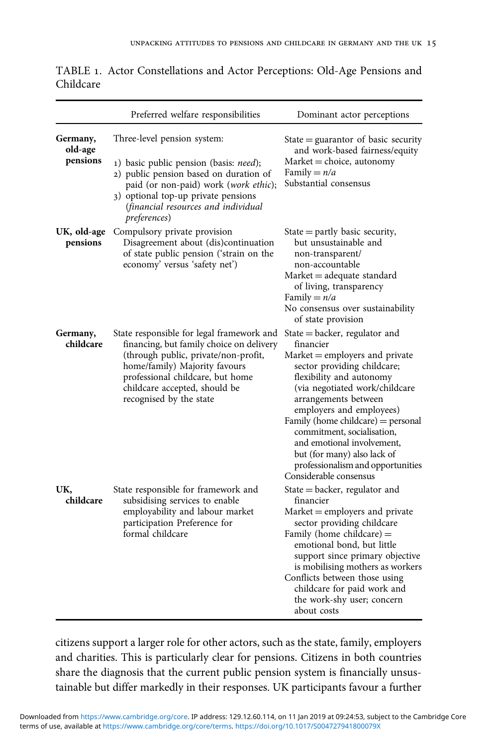TABLE 1. Actor Constellations and Actor Perceptions: Old-Age Pensions and Childcare

| | Preferred welfare responsibilities | Dominant actor perceptions |
|---|---|---|
| **Germany, old-age pensions** | Three-level pension system:<br>1) basic public pension (basis: *need*);<br>2) public pension based on duration of paid (or non-paid) work (*work ethic*);<br>3) optional top-up private pensions (*financial resources and individual preferences*) | State = guarantor of basic security and work-based fairness/equity<br>Market = choice, autonomy<br>Family = *n/a*<br>Substantial consensus |
| **UK, old-age pensions** | Compulsory private provision<br>Disagreement about (dis)continuation of state public pension ('strain on the economy' versus 'safety net') | State = partly basic security, but unsustainable and non-transparent/non-accountable<br>Market = adequate standard of living, transparency<br>Family = *n/a*<br>No consensus over sustainability of state provision |
| **Germany, childcare** | State responsible for legal framework and financing, but family choice on delivery (through public, private/non-profit, home/family) Majority favours professional childcare, but home childcare accepted, should be recognised by the state | State = backer, regulator and financier<br>Market = employers and private sector providing childcare; flexibility and autonomy (via negotiated work/childcare arrangements between employers and employees)<br>Family (home childcare) = personal commitment, socialisation, and emotional involvement, but (for many) also lack of professionalism and opportunities<br>Considerable consensus |
| **UK, childcare** | State responsible for framework and subsidising services to enable employability and labour market participation Preference for formal childcare | State = backer, regulator and financier<br>Market = employers and private sector providing childcare<br>Family (home childcare) = emotional bond, but little support since primary objective is mobilising mothers as workers<br>Conflicts between those using childcare for paid work and the work-shy user; concern about costs |

citizens support a larger role for other actors, such as the state, family, employers and charities. This is particularly clear for pensions. Citizens in both countries share the diagnosis that the current public pension system is financially unsustainable but differ markedly in their responses. UK participants favour a further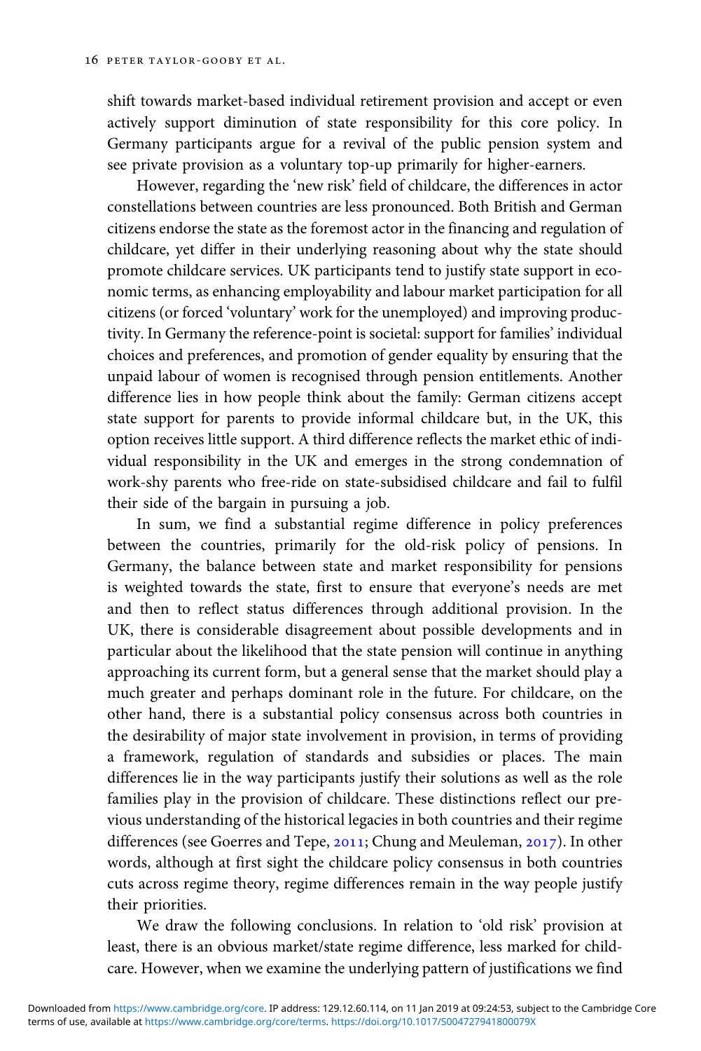shift towards market-based individual retirement provision and accept or even actively support diminution of state responsibility for this core policy. In Germany participants argue for a revival of the public pension system and see private provision as a voluntary top-up primarily for higher-earners.

However, regarding the 'new risk' field of childcare, the differences in actor constellations between countries are less pronounced. Both British and German citizens endorse the state as the foremost actor in the financing and regulation of childcare, yet differ in their underlying reasoning about why the state should promote childcare services. UK participants tend to justify state support in economic terms, as enhancing employability and labour market participation for all citizens (or forced 'voluntary' work for the unemployed) and improving productivity. In Germany the reference-point is societal: support for families' individual choices and preferences, and promotion of gender equality by ensuring that the unpaid labour of women is recognised through pension entitlements. Another difference lies in how people think about the family: German citizens accept state support for parents to provide informal childcare but, in the UK, this option receives little support. A third difference reflects the market ethic of individual responsibility in the UK and emerges in the strong condemnation of work-shy parents who free-ride on state-subsidised childcare and fail to fulfil their side of the bargain in pursuing a job.

In sum, we find a substantial regime difference in policy preferences between the countries, primarily for the old-risk policy of pensions. In Germany, the balance between state and market responsibility for pensions is weighted towards the state, first to ensure that everyone's needs are met and then to reflect status differences through additional provision. In the UK, there is considerable disagreement about possible developments and in particular about the likelihood that the state pension will continue in anything approaching its current form, but a general sense that the market should play a much greater and perhaps dominant role in the future. For childcare, on the other hand, there is a substantial policy consensus across both countries in the desirability of major state involvement in provision, in terms of providing a framework, regulation of standards and subsidies or places. The main differences lie in the way participants justify their solutions as well as the role families play in the provision of childcare. These distinctions reflect our previous understanding of the historical legacies in both countries and their regime differences (see Goerres and Tepe, 2011; Chung and Meuleman, 2017). In other words, although at first sight the childcare policy consensus in both countries cuts across regime theory, regime differences remain in the way people justify their priorities.

We draw the following conclusions. In relation to 'old risk' provision at least, there is an obvious market/state regime difference, less marked for childcare. However, when we examine the underlying pattern of justifications we find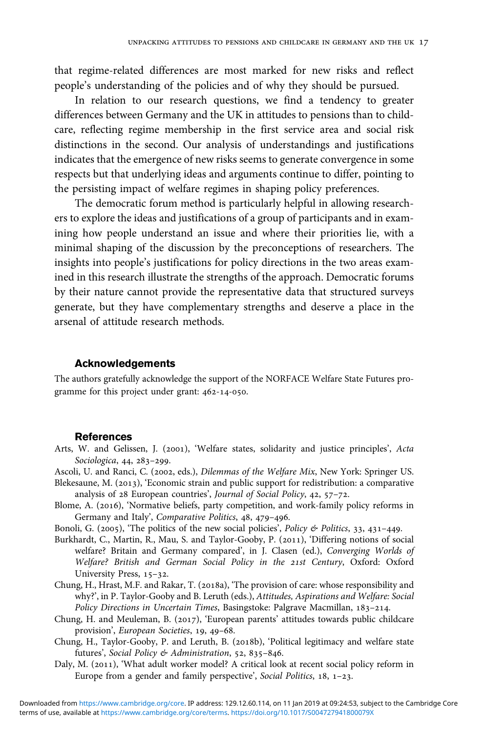that regime-related differences are most marked for new risks and reflect people's understanding of the policies and of why they should be pursued.

In relation to our research questions, we find a tendency to greater differences between Germany and the UK in attitudes to pensions than to childcare, reflecting regime membership in the first service area and social risk distinctions in the second. Our analysis of understandings and justifications indicates that the emergence of new risks seems to generate convergence in some respects but that underlying ideas and arguments continue to differ, pointing to the persisting impact of welfare regimes in shaping policy preferences.

The democratic forum method is particularly helpful in allowing researchers to explore the ideas and justifications of a group of participants and in examining how people understand an issue and where their priorities lie, with a minimal shaping of the discussion by the preconceptions of researchers. The insights into people's justifications for policy directions in the two areas examined in this research illustrate the strengths of the approach. Democratic forums by their nature cannot provide the representative data that structured surveys generate, but they have complementary strengths and deserve a place in the arsenal of attitude research methods.

## Acknowledgements

The authors gratefully acknowledge the support of the NORFACE Welfare State Futures programme for this project under grant: 462-14-050.

## References

Arts, W. and Gelissen, J. (2001), 'Welfare states, solidarity and justice principles', *Acta Sociologica*, 44, 283–299.

Ascoli, U. and Ranci, C. (2002, eds.), *Dilemmas of the Welfare Mix*, New York: Springer US.

Blekesaune, M. (2013), 'Economic strain and public support for redistribution: a comparative analysis of 28 European countries', *Journal of Social Policy*, 42, 57–72.

Blome, A. (2016), 'Normative beliefs, party competition, and work-family policy reforms in Germany and Italy', *Comparative Politics*, 48, 479–496.

Bonoli, G. (2005), 'The politics of the new social policies', *Policy & Politics*, 33, 431–449.

Burkhardt, C., Martin, R., Mau, S. and Taylor-Gooby, P. (2011), 'Differing notions of social welfare? Britain and Germany compared', in J. Clasen (ed.), *Converging Worlds of Welfare? British and German Social Policy in the 21st Century*, Oxford: Oxford University Press, 15–32.

Chung, H., Hrast, M.F. and Rakar, T. (2018a), 'The provision of care: whose responsibility and why?', in P. Taylor-Gooby and B. Leruth (eds.), *Attitudes, Aspirations and Welfare: Social Policy Directions in Uncertain Times*, Basingstoke: Palgrave Macmillan, 183–214.

Chung, H. and Meuleman, B. (2017), 'European parents' attitudes towards public childcare provision', *European Societies*, 19, 49–68.

Chung, H., Taylor-Gooby, P. and Leruth, B. (2018b), 'Political legitimacy and welfare state futures', *Social Policy & Administration*, 52, 835–846.

Daly, M. (2011), 'What adult worker model? A critical look at recent social policy reform in Europe from a gender and family perspective', *Social Politics*, 18, 1–23.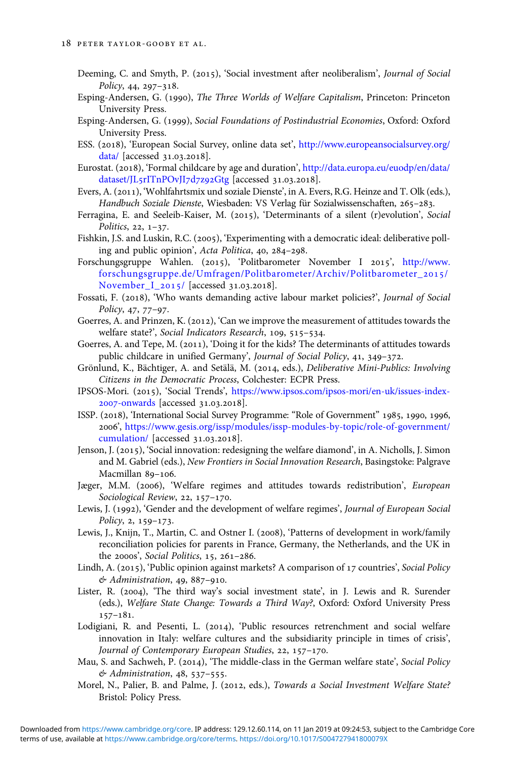Deeming, C. and Smyth, P. (2015), 'Social investment after neoliberalism', *Journal of Social Policy*, 44, 297–318.

Esping-Andersen, G. (1990), *The Three Worlds of Welfare Capitalism*, Princeton: Princeton University Press.

Esping-Andersen, G. (1999), *Social Foundations of Postindustrial Economies*, Oxford: Oxford University Press.

ESS. (2018), 'European Social Survey, online data set', http://www.europeansocialsurvey.org/data/ [accessed 31.03.2018].

Eurostat. (2018), 'Formal childcare by age and duration', http://data.europa.eu/euodp/en/data/dataset/JL5rITnPOvJI7d7z92Gtg [accessed 31.03.2018].

Evers, A. (2011), 'Wohlfahrtsmix und soziale Dienste', in A. Evers, R.G. Heinze and T. Olk (eds.), *Handbuch Soziale Dienste*, Wiesbaden: VS Verlag für Sozialwissenschaften, 265–283.

Ferragina, E. and Seeleib-Kaiser, M. (2015), 'Determinants of a silent (r)evolution', *Social Politics*, 22, 1–37.

Fishkin, J.S. and Luskin, R.C. (2005), 'Experimenting with a democratic ideal: deliberative polling and public opinion', *Acta Politica*, 40, 284–298.

Forschungsgruppe Wahlen. (2015), 'Politbarometer November I 2015', http://www.forschungsgruppe.de/Umfragen/Politbarometer/Archiv/Politbarometer_2015/November_I_2015/ [accessed 31.03.2018].

Fossati, F. (2018), 'Who wants demanding active labour market policies?', *Journal of Social Policy*, 47, 77–97.

Goerres, A. and Prinzen, K. (2012), 'Can we improve the measurement of attitudes towards the welfare state?', *Social Indicators Research*, 109, 515–534.

Goerres, A. and Tepe, M. (2011), 'Doing it for the kids? The determinants of attitudes towards public childcare in unified Germany', *Journal of Social Policy*, 41, 349–372.

Grönlund, K., Bächtiger, A. and Setälä, M. (2014, eds.), *Deliberative Mini-Publics: Involving Citizens in the Democratic Process*, Colchester: ECPR Press.

IPSOS-Mori. (2015), 'Social Trends', https://www.ipsos.com/ipsos-mori/en-uk/issues-index-2007-onwards [accessed 31.03.2018].

ISSP. (2018), 'International Social Survey Programme: "Role of Government" 1985, 1990, 1996, 2006', https://www.gesis.org/issp/modules/issp-modules-by-topic/role-of-government/cumulation/ [accessed 31.03.2018].

Jenson, J. (2015), 'Social innovation: redesigning the welfare diamond', in A. Nicholls, J. Simon and M. Gabriel (eds.), *New Frontiers in Social Innovation Research*, Basingstoke: Palgrave Macmillan 89–106.

Jæger, M.M. (2006), 'Welfare regimes and attitudes towards redistribution', *European Sociological Review*, 22, 157–170.

Lewis, J. (1992), 'Gender and the development of welfare regimes', *Journal of European Social Policy*, 2, 159–173.

Lewis, J., Knijn, T., Martin, C. and Ostner I. (2008), 'Patterns of development in work/family reconciliation policies for parents in France, Germany, the Netherlands, and the UK in the 2000s', *Social Politics*, 15, 261–286.

Lindh, A. (2015), 'Public opinion against markets? A comparison of 17 countries', *Social Policy & Administration*, 49, 887–910.

Lister, R. (2004), 'The third way's social investment state', in J. Lewis and R. Surender (eds.), *Welfare State Change: Towards a Third Way?*, Oxford: Oxford University Press 157–181.

Lodigiani, R. and Pesenti, L. (2014), 'Public resources retrenchment and social welfare innovation in Italy: welfare cultures and the subsidiarity principle in times of crisis', *Journal of Contemporary European Studies*, 22, 157–170.

Mau, S. and Sachweh, P. (2014), 'The middle-class in the German welfare state', *Social Policy & Administration*, 48, 537–555.

Morel, N., Palier, B. and Palme, J. (2012, eds.), *Towards a Social Investment Welfare State?* Bristol: Policy Press.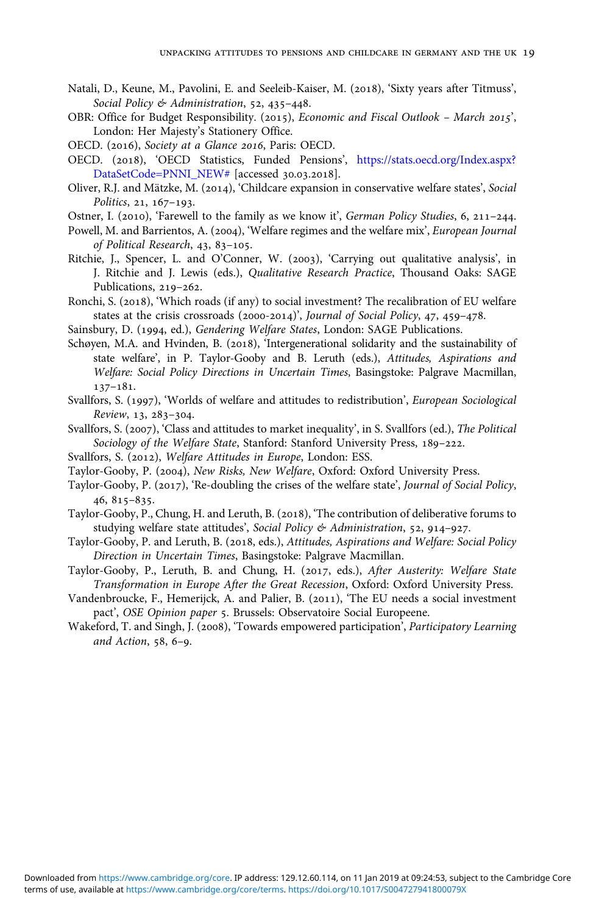Natali, D., Keune, M., Pavolini, E. and Seeleib-Kaiser, M. (2018), 'Sixty years after Titmuss', *Social Policy & Administration*, 52, 435–448.

OBR: Office for Budget Responsibility. (2015), *Economic and Fiscal Outlook – March 2015*', London: Her Majesty's Stationery Office.

OECD. (2016), *Society at a Glance 2016*, Paris: OECD.

OECD. (2018), 'OECD Statistics, Funded Pensions', https://stats.oecd.org/Index.aspx?DataSetCode=PNNI_NEW# [accessed 30.03.2018].

Oliver, R.J. and Mätzke, M. (2014), 'Childcare expansion in conservative welfare states', *Social Politics*, 21, 167–193.

Ostner, I. (2010), 'Farewell to the family as we know it', *German Policy Studies*, 6, 211–244.

Powell, M. and Barrientos, A. (2004), 'Welfare regimes and the welfare mix', *European Journal of Political Research*, 43, 83–105.

Ritchie, J., Spencer, L. and O'Conner, W. (2003), 'Carrying out qualitative analysis', in J. Ritchie and J. Lewis (eds.), *Qualitative Research Practice*, Thousand Oaks: SAGE Publications, 219–262.

Ronchi, S. (2018), 'Which roads (if any) to social investment? The recalibration of EU welfare states at the crisis crossroads (2000-2014)', *Journal of Social Policy*, 47, 459–478.

Sainsbury, D. (1994, ed.), *Gendering Welfare States*, London: SAGE Publications.

Schøyen, M.A. and Hvinden, B. (2018), 'Intergenerational solidarity and the sustainability of state welfare', in P. Taylor-Gooby and B. Leruth (eds.), *Attitudes, Aspirations and Welfare: Social Policy Directions in Uncertain Times*, Basingstoke: Palgrave Macmillan, 137–181.

Svallfors, S. (1997), 'Worlds of welfare and attitudes to redistribution', *European Sociological Review*, 13, 283–304.

Svallfors, S. (2007), 'Class and attitudes to market inequality', in S. Svallfors (ed.), *The Political Sociology of the Welfare State*, Stanford: Stanford University Press, 189–222.

Svallfors, S. (2012), *Welfare Attitudes in Europe*, London: ESS.

Taylor-Gooby, P. (2004), *New Risks, New Welfare*, Oxford: Oxford University Press.

Taylor-Gooby, P. (2017), 'Re-doubling the crises of the welfare state', *Journal of Social Policy*, 46, 815–835.

Taylor-Gooby, P., Chung, H. and Leruth, B. (2018), 'The contribution of deliberative forums to studying welfare state attitudes', *Social Policy & Administration*, 52, 914–927.

Taylor-Gooby, P. and Leruth, B. (2018, eds.), *Attitudes, Aspirations and Welfare: Social Policy Direction in Uncertain Times*, Basingstoke: Palgrave Macmillan.

Taylor-Gooby, P., Leruth, B. and Chung, H. (2017, eds.), *After Austerity: Welfare State Transformation in Europe After the Great Recession*, Oxford: Oxford University Press.

Vandenbroucke, F., Hemerijck, A. and Palier, B. (2011), 'The EU needs a social investment pact', *OSE Opinion paper* 5. Brussels: Observatoire Social Europeene.

Wakeford, T. and Singh, J. (2008), 'Towards empowered participation', *Participatory Learning and Action*, 58, 6–9.